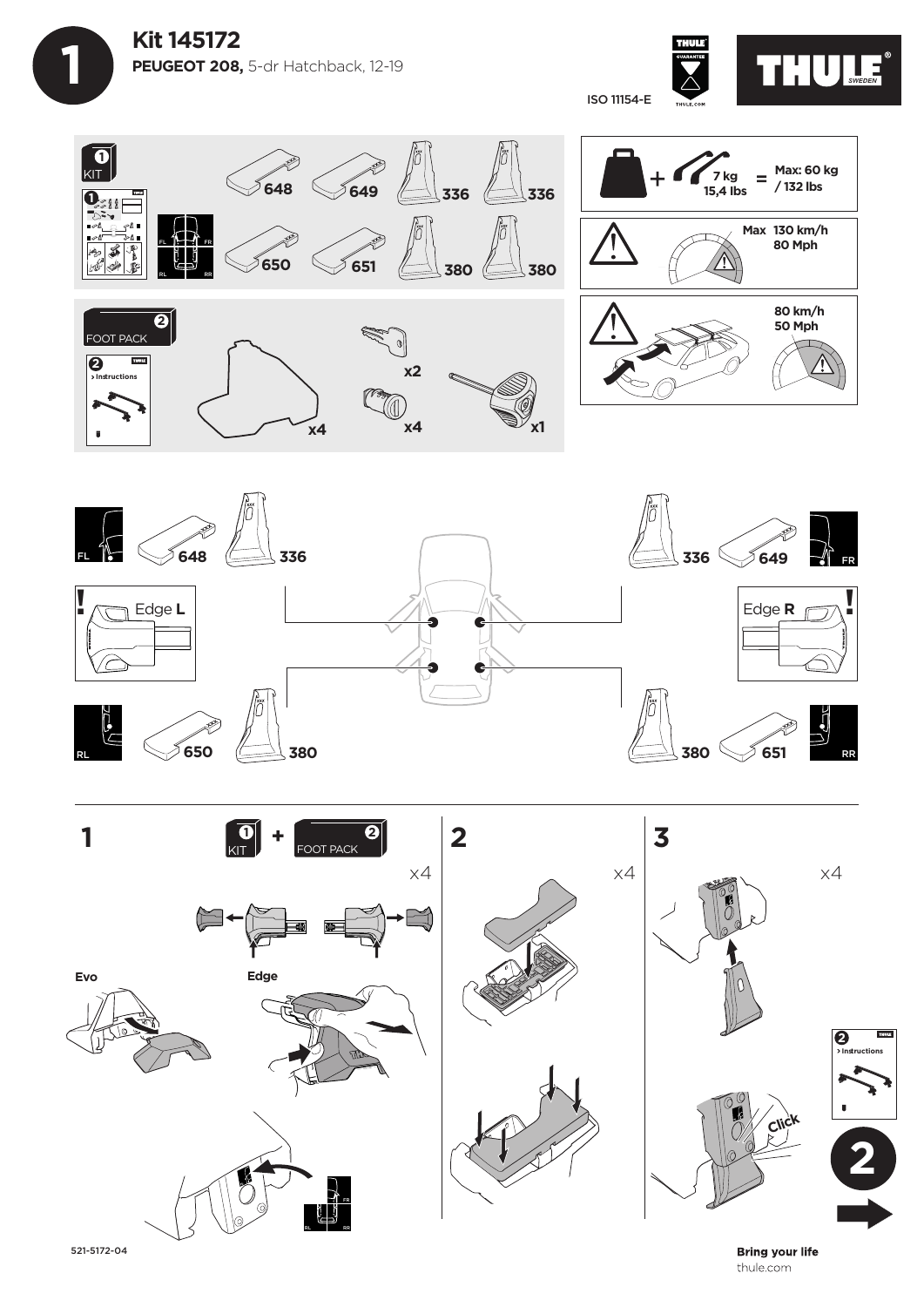# Kit 145172

**PEUGEOT 208,** 5-dr Hatchback, 12-19

ISO 11154-E

THULE GUARANTEE
THULE.COM

THULE SWEDEN

**1 KIT**: 648, 649, 336, 336, 650, 651, 380, 380

FL FR RL RR

**2 FOOT PACK**

> Instructions

x4, x2, x4, x1

7 kg / 15,4 lbs = Max: 60 kg / 132 lbs

Max 130 km/h 80 Mph

80 km/h 50 Mph

FL 648 336

336 649 FR

Edge **L**

Edge **R**

RL 650 380

380 651 RR

## 1

1 KIT + 2 FOOT PACK

x4

Evo

Edge

FL FR RL RR

## 2

x4

## 3

x4

Click

2 > Instructions

2

521-5172-04

**Bring your life**
thule.com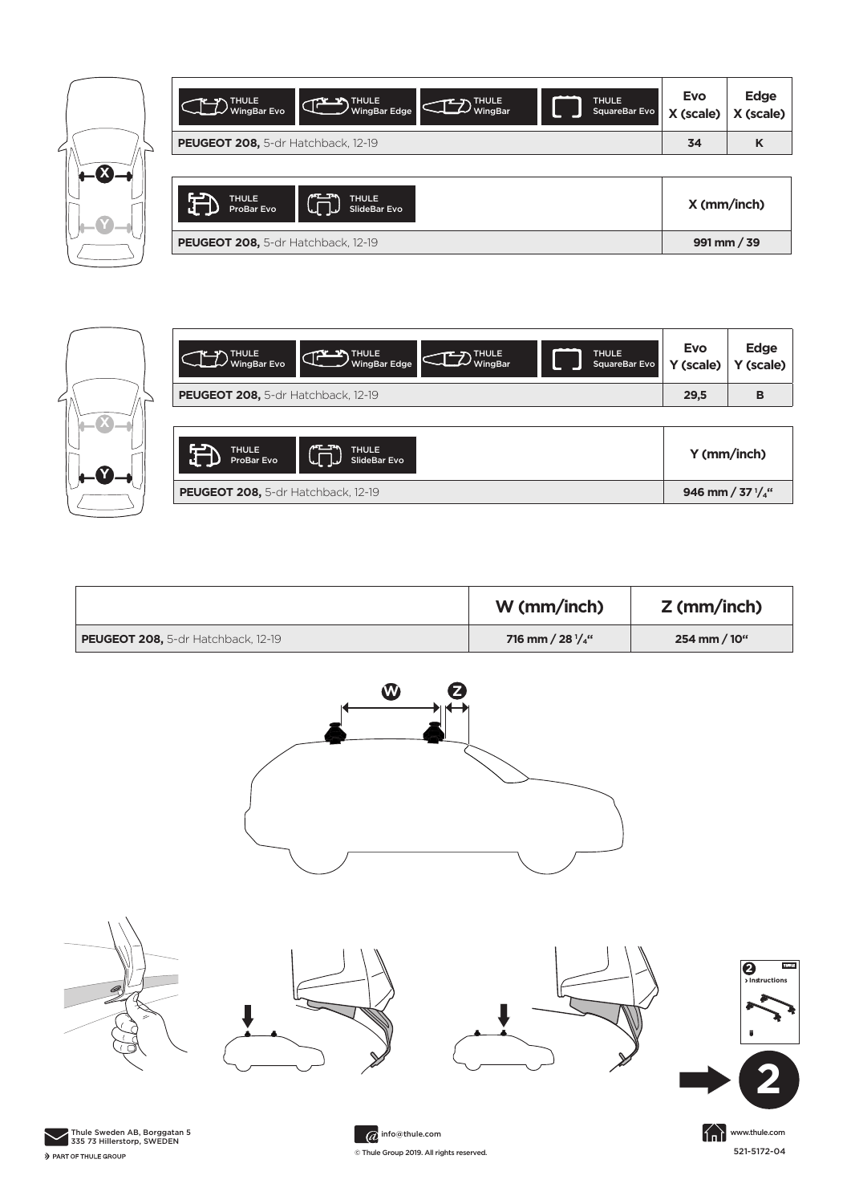| THULE WingBar Evo / THULE WingBar Edge / THULE WingBar / THULE SquareBar Evo | Evo X (scale) | Edge X (scale) |
|---|---|---|
| **PEUGEOT 208,** 5-dr Hatchback, 12-19 | **34** | **K** |

| THULE ProBar Evo / THULE SlideBar Evo | X (mm/inch) |
|---|---|
| **PEUGEOT 208,** 5-dr Hatchback, 12-19 | **991 mm / 39** |

| THULE WingBar Evo / THULE WingBar Edge / THULE WingBar / THULE SquareBar Evo | Evo Y (scale) | Edge Y (scale) |
|---|---|---|
| **PEUGEOT 208,** 5-dr Hatchback, 12-19 | **29,5** | **B** |

| THULE ProBar Evo / THULE SlideBar Evo | Y (mm/inch) |
|---|---|
| **PEUGEOT 208,** 5-dr Hatchback, 12-19 | **946 mm / 37 1/4“** |

| | W (mm/inch) | Z (mm/inch) |
|---|---|---|
| **PEUGEOT 208,** 5-dr Hatchback, 12-19 | **716 mm / 28 1/4“** | **254 mm / 10“** |

W Z

2 > Instructions

2

Thule Sweden AB, Borggatan 5
335 73 Hillerstorp, SWEDEN

PART OF THULE GROUP

info@thule.com

© Thule Group 2019. All rights reserved.

www.thule.com

521-5172-04